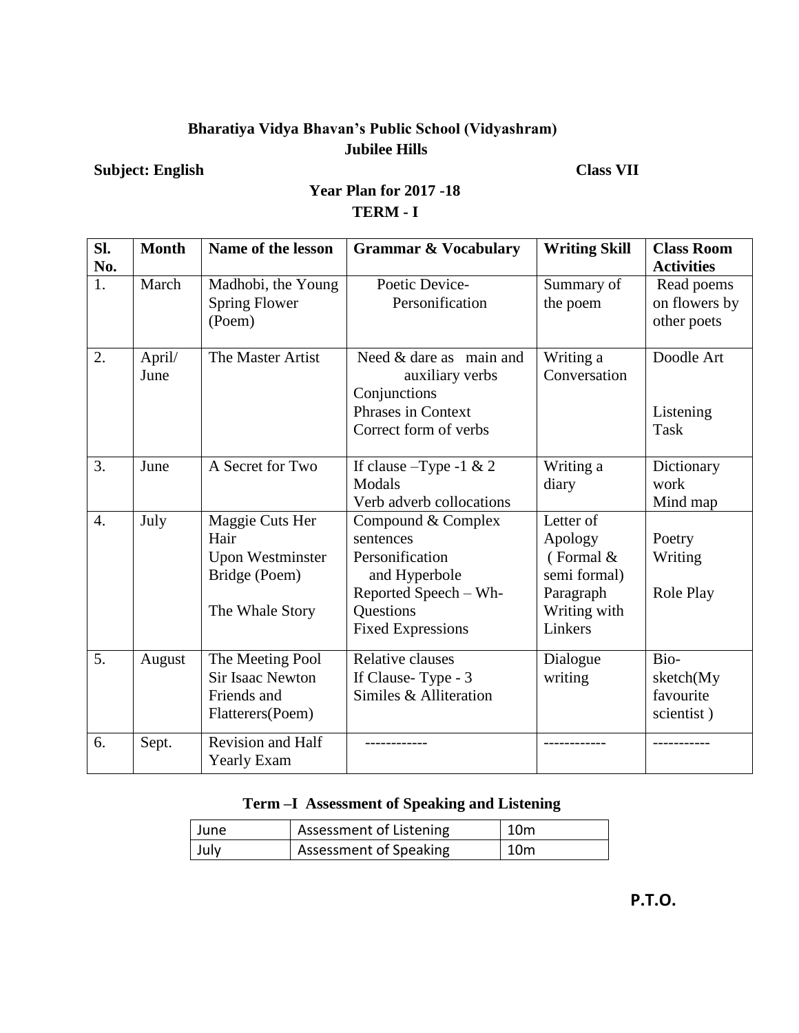# Bharatiya Vidya Bhavan's Public School (Vidyashram)
## Jubilee Hills

**Subject: English** **Class VII**

## Year Plan for 2017 -18
## TERM - I

| Sl. No. | Month | Name of the lesson | Grammar & Vocabulary | Writing Skill | Class Room Activities |
|---|---|---|---|---|---|
| 1. | March | Madhobi, the Young Spring Flower (Poem) | Poetic Device- Personification | Summary of the poem | Read poems on flowers by other poets |
| 2. | April/ June | The Master Artist | Need & dare as main and auxiliary verbs<br>Conjunctions<br>Phrases in Context<br>Correct form of verbs | Writing a Conversation | Doodle Art<br><br>Listening Task |
| 3. | June | A Secret for Two | If clause –Type -1 & 2<br>Modals<br>Verb adverb collocations | Writing a diary | Dictionary work<br>Mind map |
| 4. | July | Maggie Cuts Her Hair<br>Upon Westminster Bridge (Poem)<br><br>The Whale Story | Compound & Complex sentences<br>Personification and Hyperbole<br>Reported Speech – Wh- Questions<br>Fixed Expressions | Letter of Apology (Formal & semi formal)<br>Paragraph Writing with Linkers | Poetry Writing<br><br>Role Play |
| 5. | August | The Meeting Pool<br>Sir Isaac Newton<br>Friends and Flatterers(Poem) | Relative clauses<br>If Clause- Type - 3<br>Similes & Alliteration | Dialogue writing | Bio-sketch(My favourite scientist ) |
| 6. | Sept. | Revision and Half Yearly Exam | ------------ | ------------ | ----------- |

### Term –I Assessment of Speaking and Listening

| | | |
|---|---|---|
| June | Assessment of Listening | 10m |
| July | Assessment of Speaking | 10m |

**P.T.O.**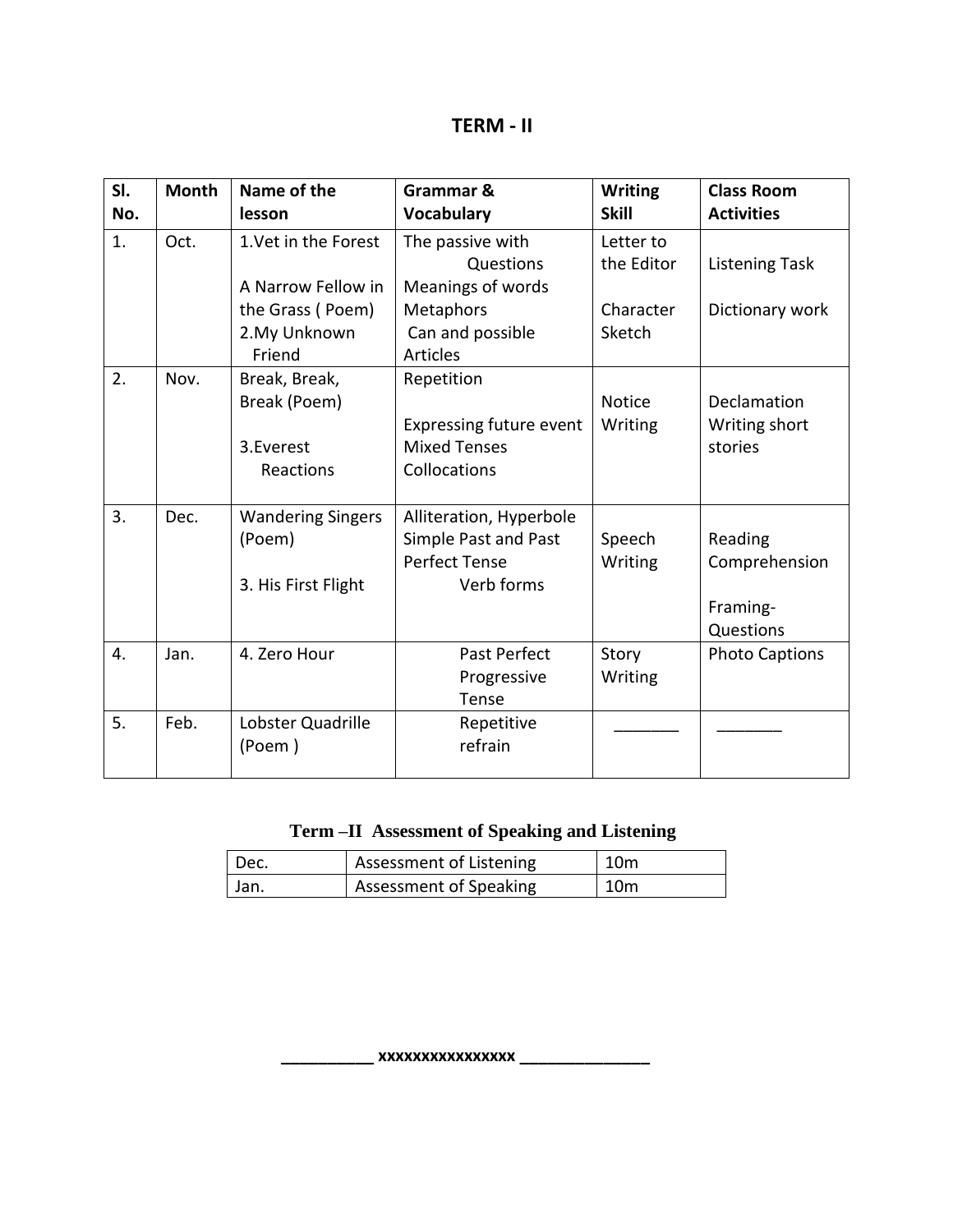## TERM - II

| Sl. No. | Month | Name of the lesson | Grammar & Vocabulary | Writing Skill | Class Room Activities |
|---|---|---|---|---|---|
| 1. | Oct. | 1.Vet in the Forest<br><br>A Narrow Fellow in the Grass ( Poem)<br>2.My Unknown Friend | The passive with Questions<br>Meanings of words<br>Metaphors<br>Can and possible<br>Articles | Letter to the Editor<br><br>Character Sketch | Listening Task<br><br>Dictionary work |
| 2. | Nov. | Break, Break, Break (Poem)<br><br>3.Everest Reactions | Repetition<br><br>Expressing future event<br>Mixed Tenses<br>Collocations | Notice Writing | Declamation<br>Writing short stories |
| 3. | Dec. | Wandering Singers (Poem)<br><br>3. His First Flight | Alliteration, Hyperbole<br>Simple Past and Past Perfect Tense<br>Verb forms | Speech Writing | Reading Comprehension<br><br>Framing-Questions |
| 4. | Jan. | 4. Zero Hour | Past Perfect Progressive Tense | Story Writing | Photo Captions |
| 5. | Feb. | Lobster Quadrille (Poem ) | Repetitive refrain | _______ | _______ |

**Term –II Assessment of Speaking and Listening**

| | | |
|---|---|---|
| Dec. | Assessment of Listening | 10m |
| Jan. | Assessment of Speaking | 10m |

__________ xxxxxxxxxxxxxxx ______________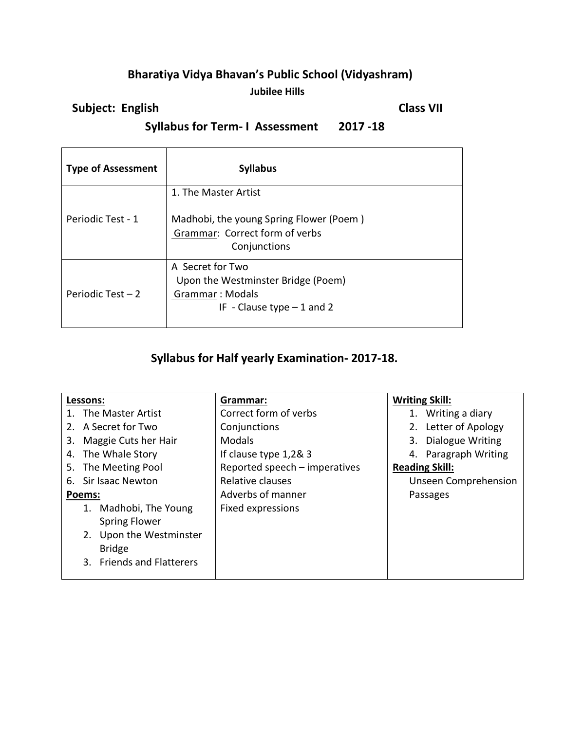## Bharatiya Vidya Bhavan's Public School (Vidyashram)

**Jubilee Hills**

**Subject: English** **Class VII**

### Syllabus for Term- I Assessment 2017 -18

| **Type of Assessment** | **Syllabus** |
|---|---|
| Periodic Test - 1 | 1. The Master Artist<br><br>Madhobi, the young Spring Flower (Poem )<br><u>Grammar</u>: Correct form of verbs<br>Conjunctions |
| Periodic Test – 2 | A Secret for Two<br>Upon the Westminster Bridge (Poem)<br><u>Grammar</u> : Modals<br>IF - Clause type – 1 and 2 |

### Syllabus for Half yearly Examination- 2017-18.

| **<u>Lessons:</u>** | **<u>Grammar:</u>** | **<u>Writing Skill:</u>** |
|---|---|---|
| 1. The Master Artist<br>2. A Secret for Two<br>3. Maggie Cuts her Hair<br>4. The Whale Story<br>5. The Meeting Pool<br>6. Sir Isaac Newton<br>**<u>Poems:</u>**<br>1. Madhobi, The Young Spring Flower<br>2. Upon the Westminster Bridge<br>3. Friends and Flatterers | Correct form of verbs<br>Conjunctions<br>Modals<br>If clause type 1,2& 3<br>Reported speech – imperatives<br>Relative clauses<br>Adverbs of manner<br>Fixed expressions | 1. Writing a diary<br>2. Letter of Apology<br>3. Dialogue Writing<br>4. Paragraph Writing<br>**<u>Reading Skill:</u>**<br>Unseen Comprehension Passages |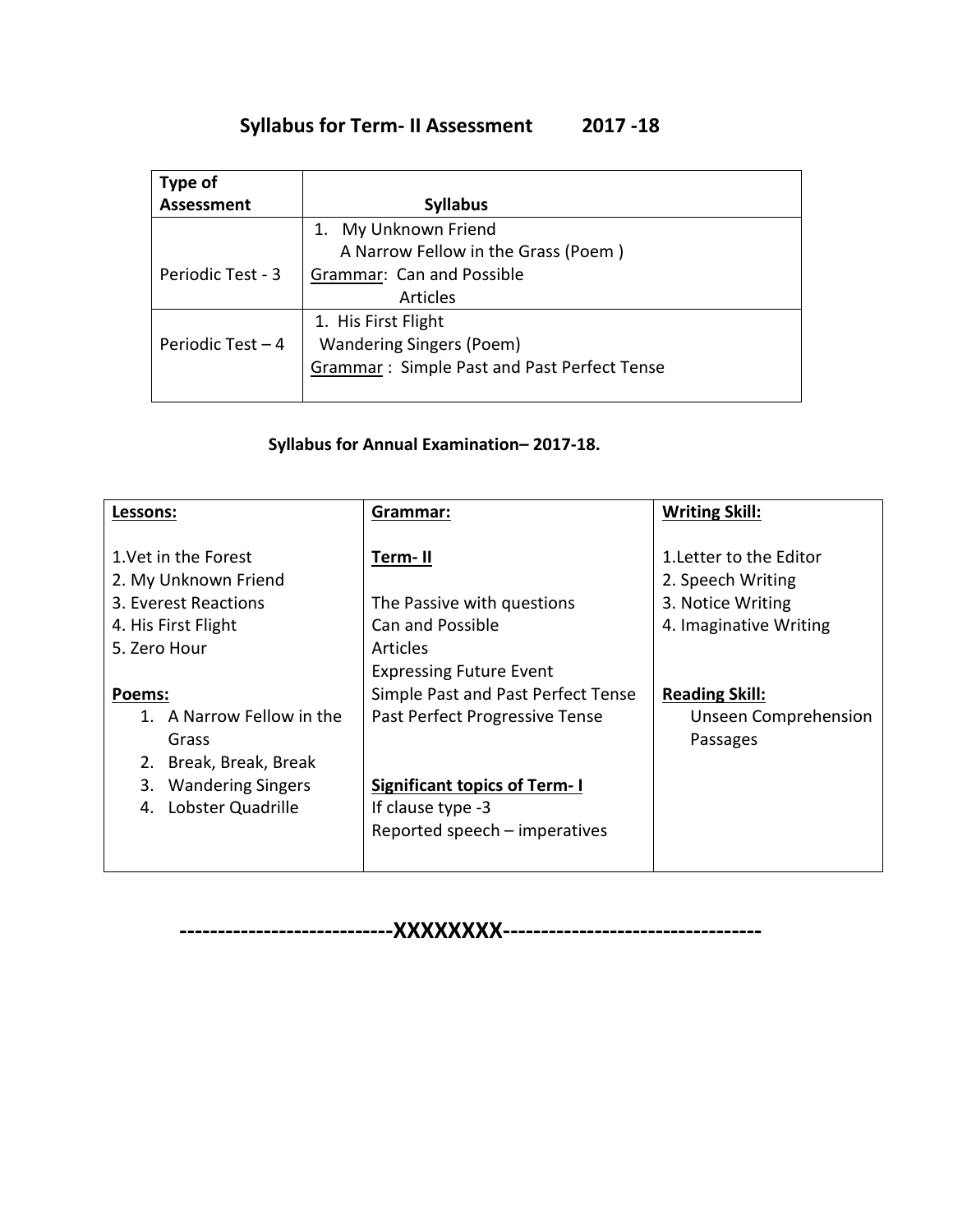## Syllabus for Term- II Assessment 2017 -18

| Type of Assessment | Syllabus |
| --- | --- |
| Periodic Test - 3 | 1. My Unknown Friend<br>A Narrow Fellow in the Grass (Poem )<br>Grammar: Can and Possible<br>Articles |
| Periodic Test – 4 | 1. His First Flight<br>Wandering Singers (Poem)<br>Grammar : Simple Past and Past Perfect Tense |

### Syllabus for Annual Examination– 2017-18.

| Lessons: | Grammar: | Writing Skill: |
| --- | --- | --- |
| 1.Vet in the Forest<br>2. My Unknown Friend<br>3. Everest Reactions<br>4. His First Flight<br>5. Zero Hour<br><br>**Poems:**<br>1. A Narrow Fellow in the Grass<br>2. Break, Break, Break<br>3. Wandering Singers<br>4. Lobster Quadrille | **Term- II**<br><br>The Passive with questions<br>Can and Possible<br>Articles<br>Expressing Future Event<br>Simple Past and Past Perfect Tense<br>Past Perfect Progressive Tense<br><br>**Significant topics of Term- I**<br>If clause type -3<br>Reported speech – imperatives | 1.Letter to the Editor<br>2. Speech Writing<br>3. Notice Writing<br>4. Imaginative Writing<br><br>**Reading Skill:**<br>Unseen Comprehension Passages |

---------------------------XXXXXXXX---------------------------------